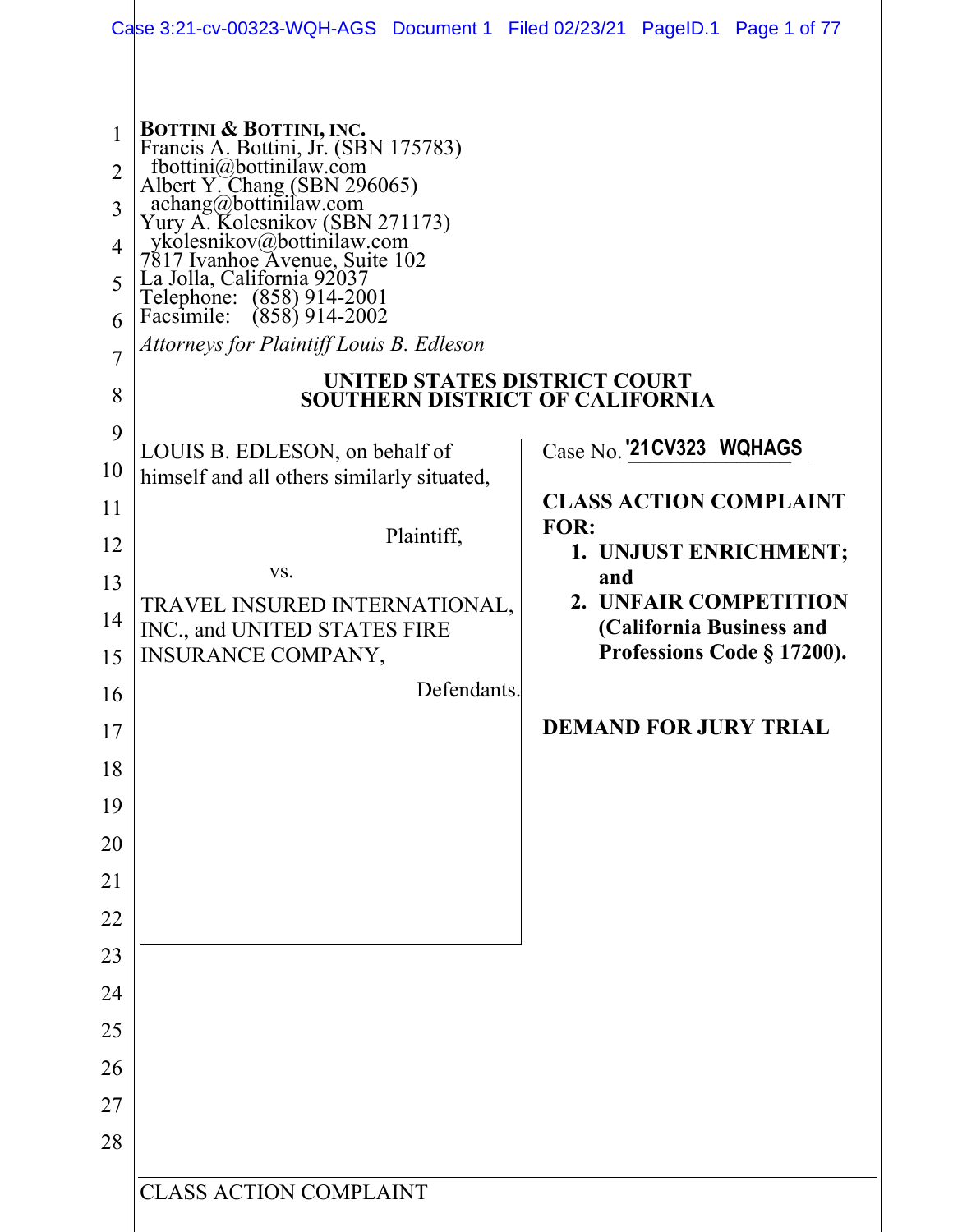**BOTTINI & BOTTINI, INC.**
Francis A. Bottini, Jr. (SBN 175783)
fbottini@bottinilaw.com
Albert Y. Chang (SBN 296065)
achang@bottinilaw.com
Yury A. Kolesnikov (SBN 271173)
ykolesnikov@bottinilaw.com
7817 Ivanhoe Avenue, Suite 102
La Jolla, California 92037
Telephone: (858) 914-2001
Facsimile: (858) 914-2002

*Attorneys for Plaintiff Louis B. Edleson*

**UNITED STATES DISTRICT COURT**
**SOUTHERN DISTRICT OF CALIFORNIA**

LOUIS B. EDLESON, on behalf of himself and all others similarly situated,

Plaintiff,

vs.

TRAVEL INSURED INTERNATIONAL, INC., and UNITED STATES FIRE INSURANCE COMPANY,

Defendants.

Case No. '21CV323 WQHAGS

**CLASS ACTION COMPLAINT FOR:**

1. **UNJUST ENRICHMENT; and**
2. **UNFAIR COMPETITION (California Business and Professions Code § 17200).**

**DEMAND FOR JURY TRIAL**

CLASS ACTION COMPLAINT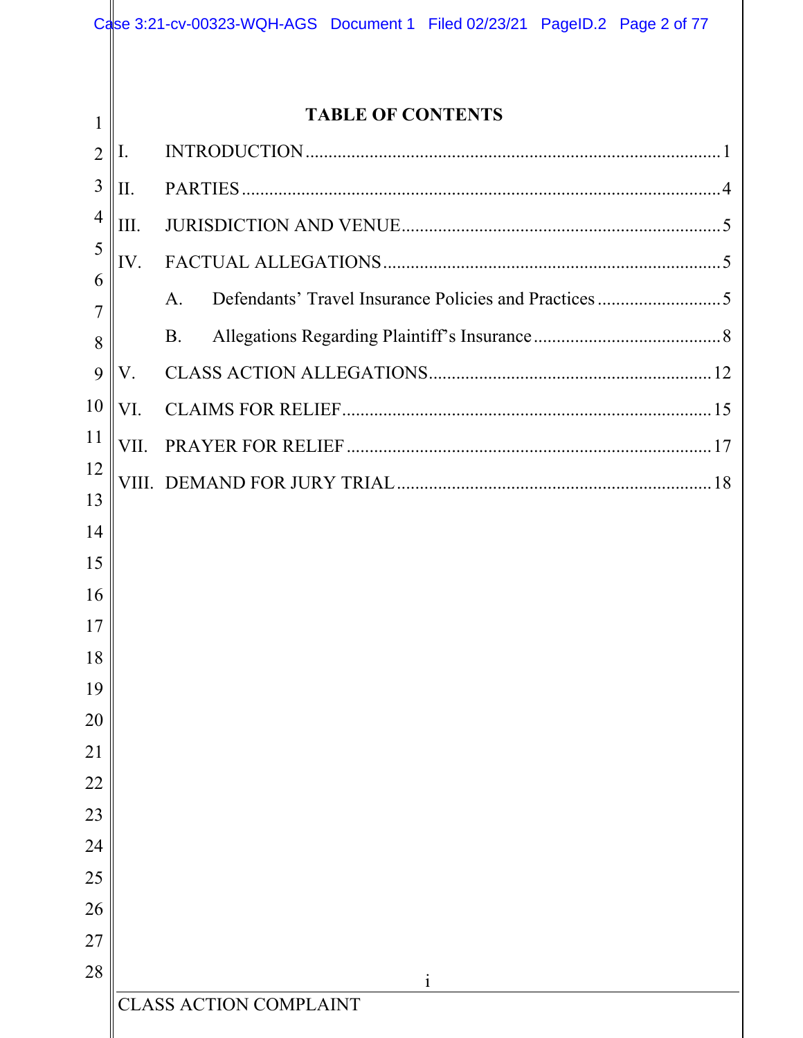# TABLE OF CONTENTS

I. INTRODUCTION .......... 1

II. PARTIES .......... 4

III. JURISDICTION AND VENUE .......... 5

IV. FACTUAL ALLEGATIONS .......... 5

- A. Defendants' Travel Insurance Policies and Practices .......... 5
- B. Allegations Regarding Plaintiff's Insurance .......... 8

V. CLASS ACTION ALLEGATIONS .......... 12

VI. CLAIMS FOR RELIEF .......... 15

VII. PRAYER FOR RELIEF .......... 17

VIII. DEMAND FOR JURY TRIAL .......... 18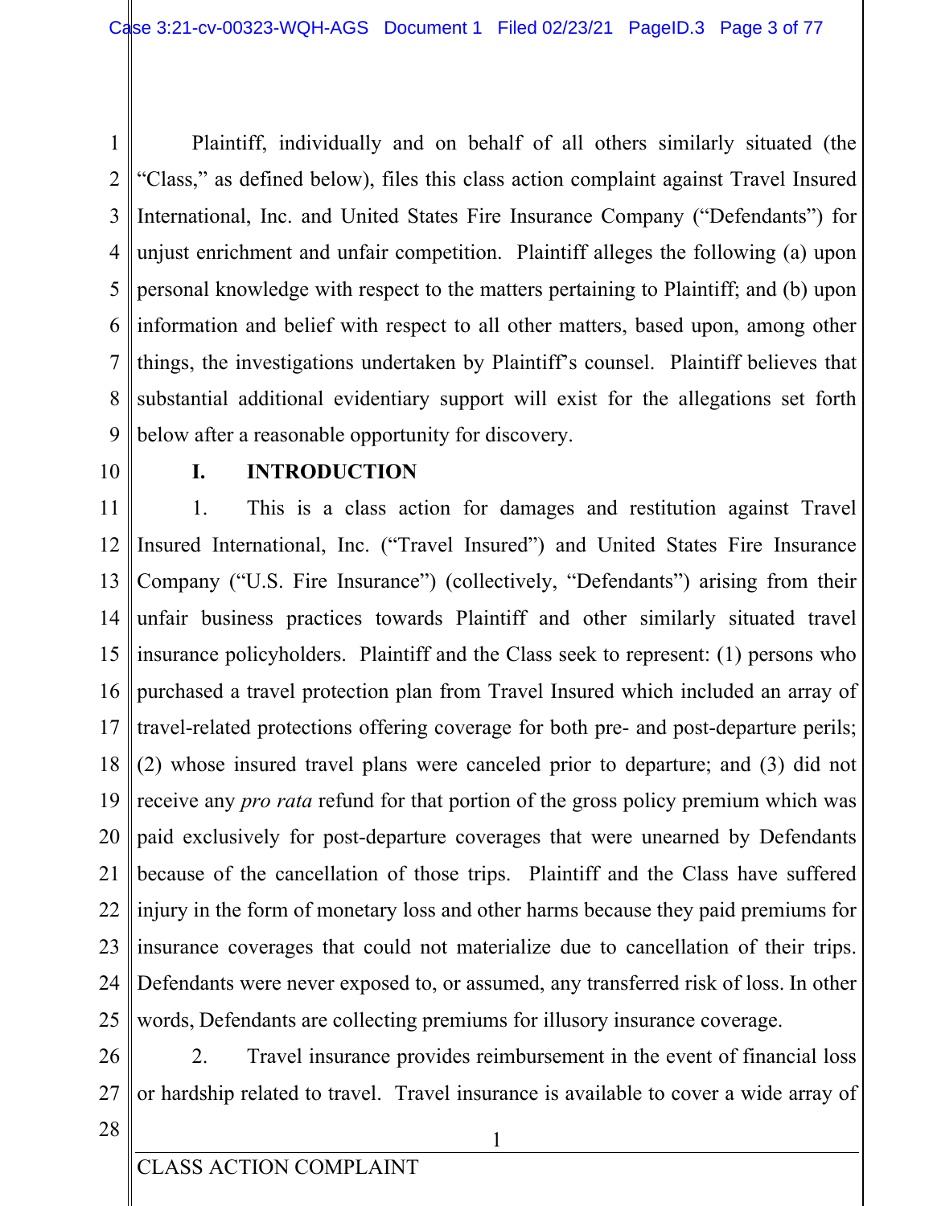Plaintiff, individually and on behalf of all others similarly situated (the "Class," as defined below), files this class action complaint against Travel Insured International, Inc. and United States Fire Insurance Company ("Defendants") for unjust enrichment and unfair competition. Plaintiff alleges the following (a) upon personal knowledge with respect to the matters pertaining to Plaintiff; and (b) upon information and belief with respect to all other matters, based upon, among other things, the investigations undertaken by Plaintiff's counsel. Plaintiff believes that substantial additional evidentiary support will exist for the allegations set forth below after a reasonable opportunity for discovery.

## I. INTRODUCTION

1. This is a class action for damages and restitution against Travel Insured International, Inc. ("Travel Insured") and United States Fire Insurance Company ("U.S. Fire Insurance") (collectively, "Defendants") arising from their unfair business practices towards Plaintiff and other similarly situated travel insurance policyholders. Plaintiff and the Class seek to represent: (1) persons who purchased a travel protection plan from Travel Insured which included an array of travel-related protections offering coverage for both pre- and post-departure perils; (2) whose insured travel plans were canceled prior to departure; and (3) did not receive any *pro rata* refund for that portion of the gross policy premium which was paid exclusively for post-departure coverages that were unearned by Defendants because of the cancellation of those trips. Plaintiff and the Class have suffered injury in the form of monetary loss and other harms because they paid premiums for insurance coverages that could not materialize due to cancellation of their trips. Defendants were never exposed to, or assumed, any transferred risk of loss. In other words, Defendants are collecting premiums for illusory insurance coverage.

2. Travel insurance provides reimbursement in the event of financial loss or hardship related to travel. Travel insurance is available to cover a wide array of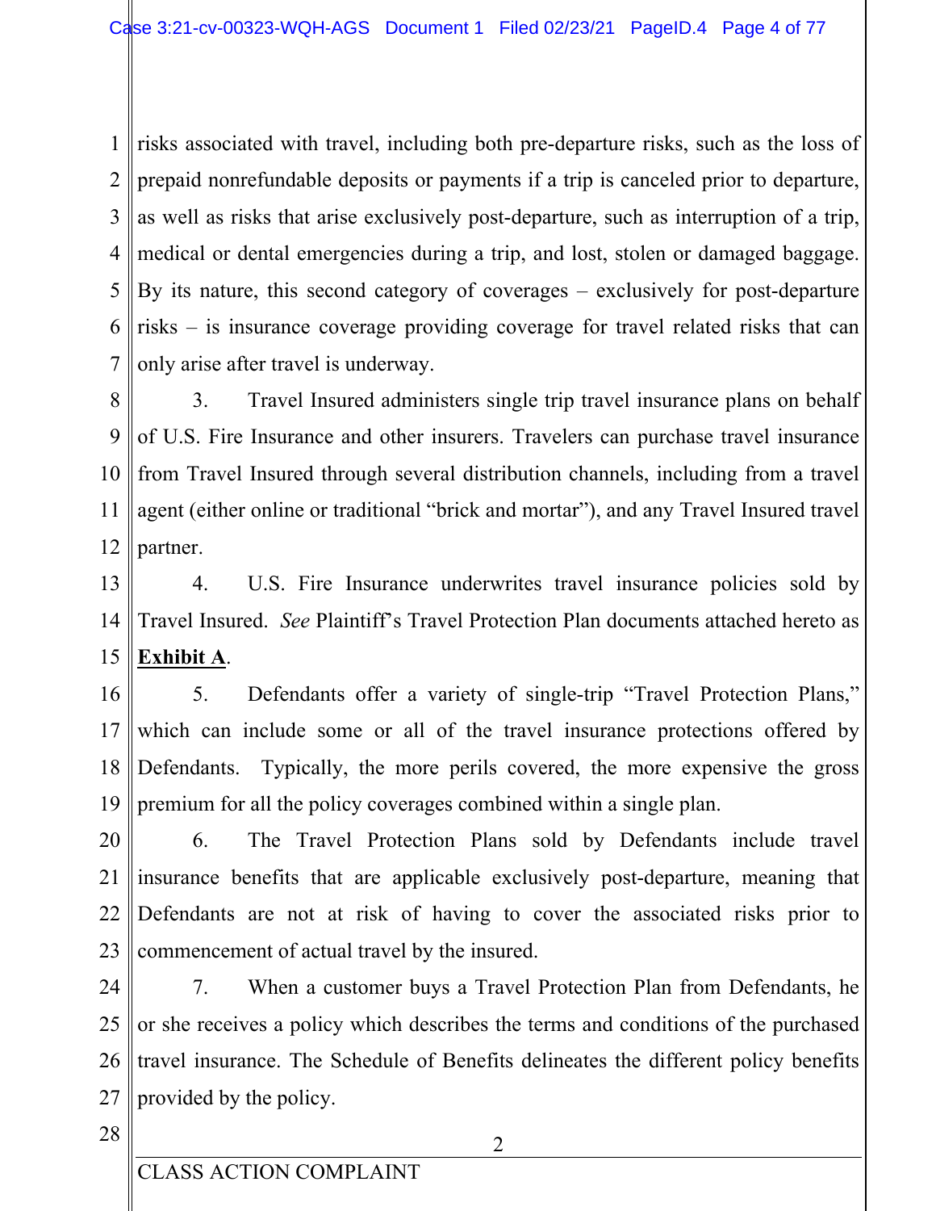risks associated with travel, including both pre-departure risks, such as the loss of prepaid nonrefundable deposits or payments if a trip is canceled prior to departure, as well as risks that arise exclusively post-departure, such as interruption of a trip, medical or dental emergencies during a trip, and lost, stolen or damaged baggage. By its nature, this second category of coverages – exclusively for post-departure risks – is insurance coverage providing coverage for travel related risks that can only arise after travel is underway.

3. Travel Insured administers single trip travel insurance plans on behalf of U.S. Fire Insurance and other insurers. Travelers can purchase travel insurance from Travel Insured through several distribution channels, including from a travel agent (either online or traditional "brick and mortar"), and any Travel Insured travel partner.

4. U.S. Fire Insurance underwrites travel insurance policies sold by Travel Insured. *See* Plaintiff's Travel Protection Plan documents attached hereto as **Exhibit A**.

5. Defendants offer a variety of single-trip "Travel Protection Plans," which can include some or all of the travel insurance protections offered by Defendants. Typically, the more perils covered, the more expensive the gross premium for all the policy coverages combined within a single plan.

6. The Travel Protection Plans sold by Defendants include travel insurance benefits that are applicable exclusively post-departure, meaning that Defendants are not at risk of having to cover the associated risks prior to commencement of actual travel by the insured.

7. When a customer buys a Travel Protection Plan from Defendants, he or she receives a policy which describes the terms and conditions of the purchased travel insurance. The Schedule of Benefits delineates the different policy benefits provided by the policy.

CLASS ACTION COMPLAINT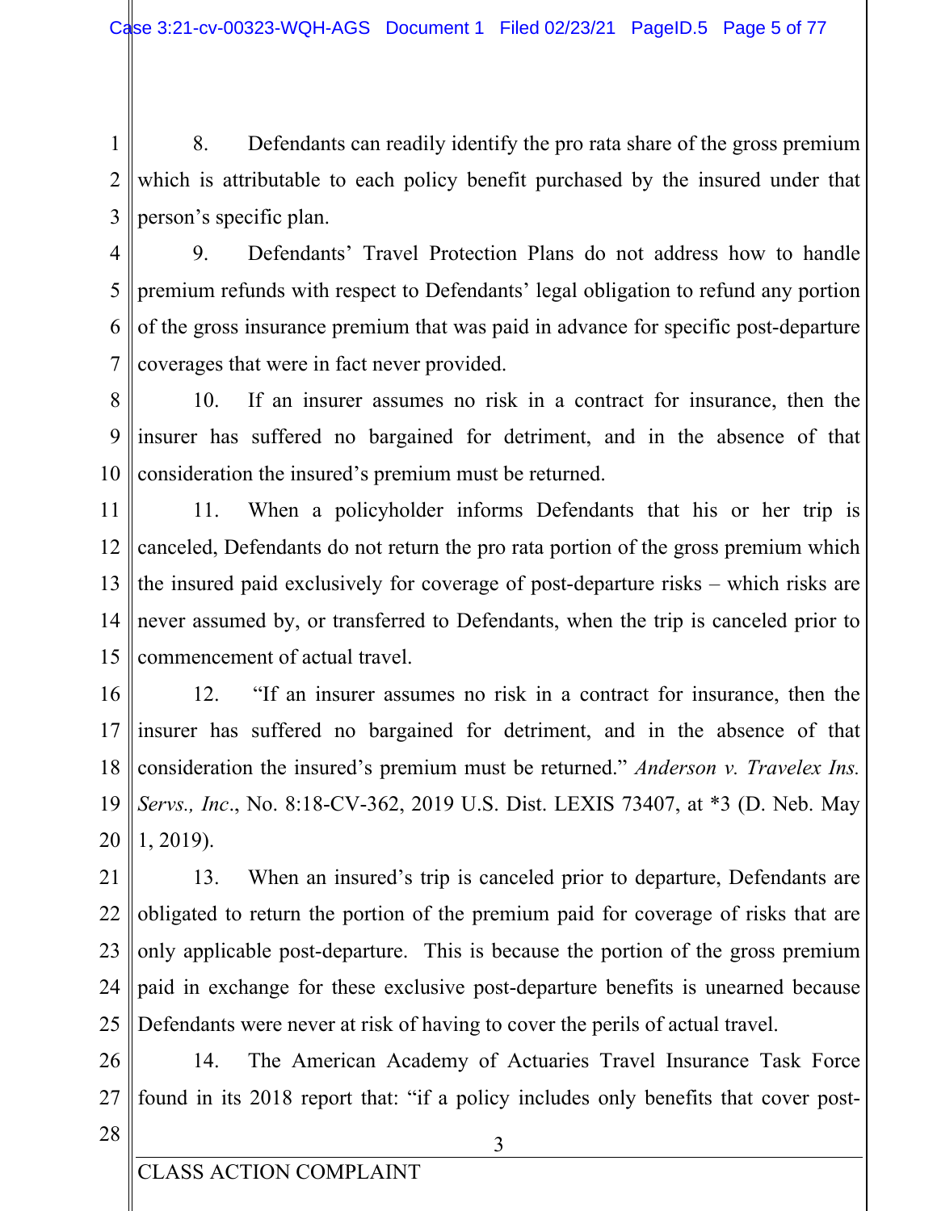8. Defendants can readily identify the pro rata share of the gross premium which is attributable to each policy benefit purchased by the insured under that person's specific plan.

9. Defendants' Travel Protection Plans do not address how to handle premium refunds with respect to Defendants' legal obligation to refund any portion of the gross insurance premium that was paid in advance for specific post-departure coverages that were in fact never provided.

10. If an insurer assumes no risk in a contract for insurance, then the insurer has suffered no bargained for detriment, and in the absence of that consideration the insured's premium must be returned.

11. When a policyholder informs Defendants that his or her trip is canceled, Defendants do not return the pro rata portion of the gross premium which the insured paid exclusively for coverage of post-departure risks – which risks are never assumed by, or transferred to Defendants, when the trip is canceled prior to commencement of actual travel.

12. "If an insurer assumes no risk in a contract for insurance, then the insurer has suffered no bargained for detriment, and in the absence of that consideration the insured's premium must be returned." *Anderson v. Travelex Ins. Servs., Inc.*, No. 8:18-CV-362, 2019 U.S. Dist. LEXIS 73407, at *3 (D. Neb. May 1, 2019).

13. When an insured's trip is canceled prior to departure, Defendants are obligated to return the portion of the premium paid for coverage of risks that are only applicable post-departure. This is because the portion of the gross premium paid in exchange for these exclusive post-departure benefits is unearned because Defendants were never at risk of having to cover the perils of actual travel.

14. The American Academy of Actuaries Travel Insurance Task Force found in its 2018 report that: "if a policy includes only benefits that cover post-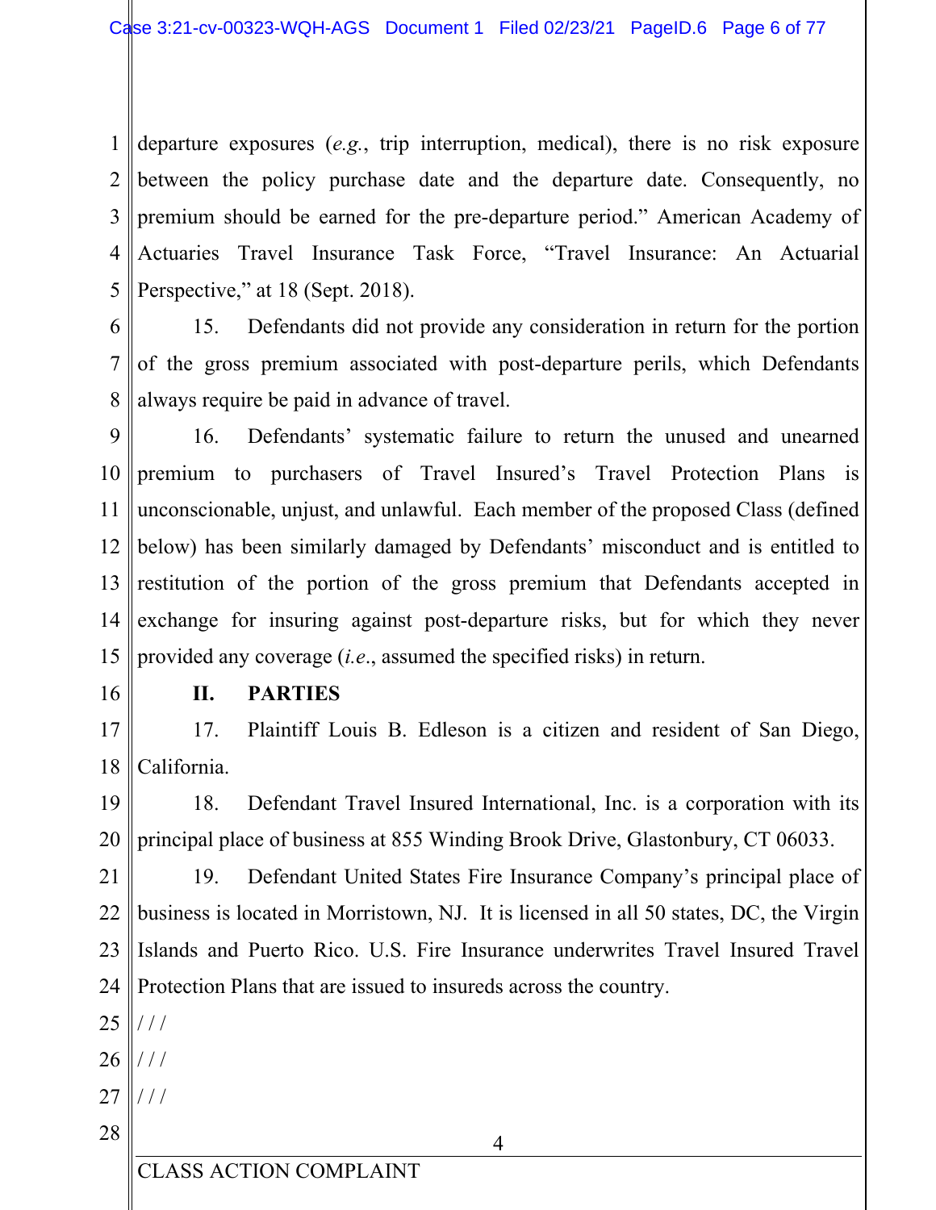departure exposures (*e.g.*, trip interruption, medical), there is no risk exposure between the policy purchase date and the departure date. Consequently, no premium should be earned for the pre-departure period." American Academy of Actuaries Travel Insurance Task Force, "Travel Insurance: An Actuarial Perspective," at 18 (Sept. 2018).

15. Defendants did not provide any consideration in return for the portion of the gross premium associated with post-departure perils, which Defendants always require be paid in advance of travel.

16. Defendants' systematic failure to return the unused and unearned premium to purchasers of Travel Insured's Travel Protection Plans is unconscionable, unjust, and unlawful. Each member of the proposed Class (defined below) has been similarly damaged by Defendants' misconduct and is entitled to restitution of the portion of the gross premium that Defendants accepted in exchange for insuring against post-departure risks, but for which they never provided any coverage (*i.e.*, assumed the specified risks) in return.

## II. PARTIES

17. Plaintiff Louis B. Edleson is a citizen and resident of San Diego, California.

18. Defendant Travel Insured International, Inc. is a corporation with its principal place of business at 855 Winding Brook Drive, Glastonbury, CT 06033.

19. Defendant United States Fire Insurance Company's principal place of business is located in Morristown, NJ. It is licensed in all 50 states, DC, the Virgin Islands and Puerto Rico. U.S. Fire Insurance underwrites Travel Insured Travel Protection Plans that are issued to insureds across the country.

/ / /

/ / /

/ / /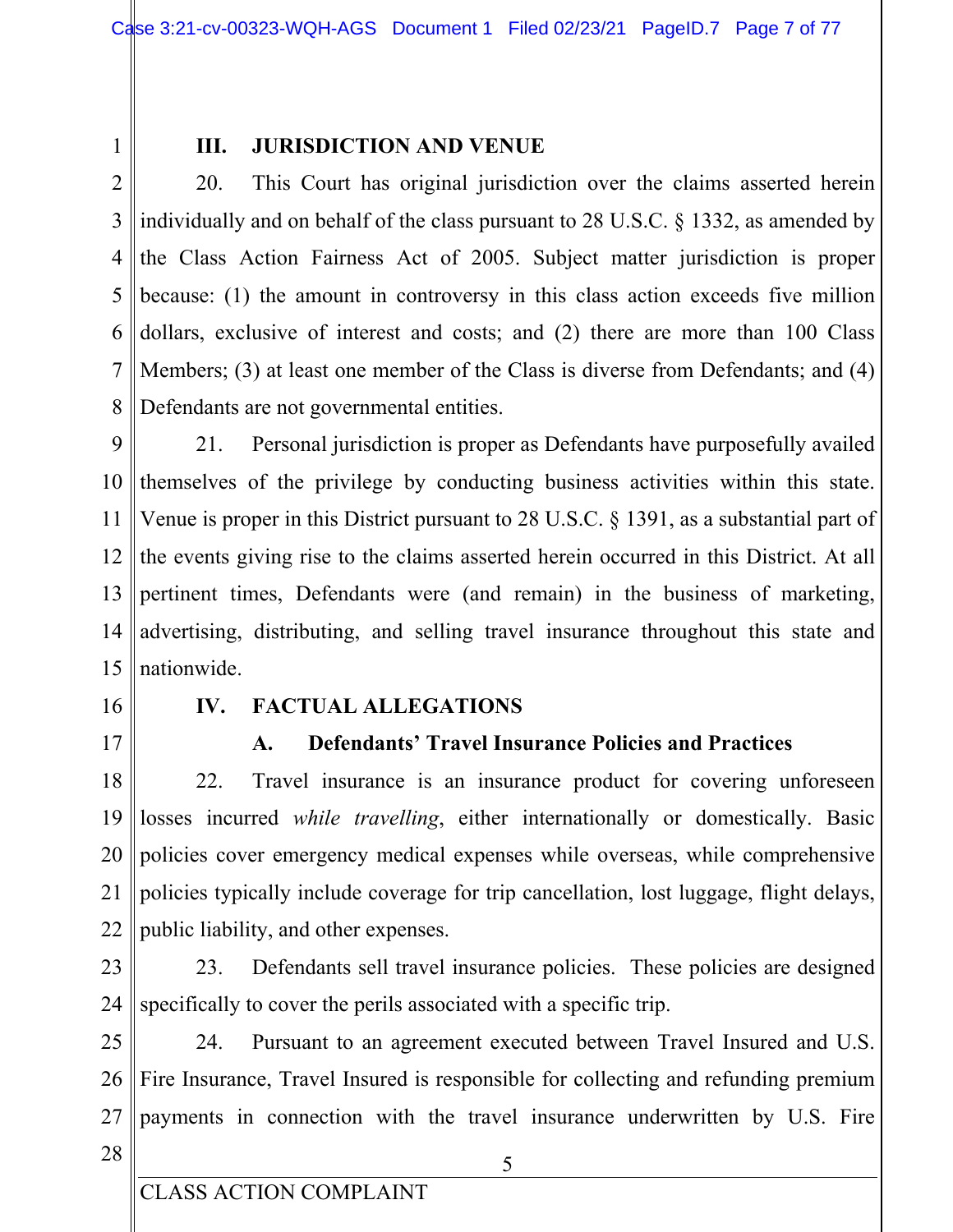## III. JURISDICTION AND VENUE

20. This Court has original jurisdiction over the claims asserted herein individually and on behalf of the class pursuant to 28 U.S.C. § 1332, as amended by the Class Action Fairness Act of 2005. Subject matter jurisdiction is proper because: (1) the amount in controversy in this class action exceeds five million dollars, exclusive of interest and costs; and (2) there are more than 100 Class Members; (3) at least one member of the Class is diverse from Defendants; and (4) Defendants are not governmental entities.

21. Personal jurisdiction is proper as Defendants have purposefully availed themselves of the privilege by conducting business activities within this state. Venue is proper in this District pursuant to 28 U.S.C. § 1391, as a substantial part of the events giving rise to the claims asserted herein occurred in this District. At all pertinent times, Defendants were (and remain) in the business of marketing, advertising, distributing, and selling travel insurance throughout this state and nationwide.

## IV. FACTUAL ALLEGATIONS

### A. Defendants' Travel Insurance Policies and Practices

22. Travel insurance is an insurance product for covering unforeseen losses incurred *while travelling*, either internationally or domestically. Basic policies cover emergency medical expenses while overseas, while comprehensive policies typically include coverage for trip cancellation, lost luggage, flight delays, public liability, and other expenses.

23. Defendants sell travel insurance policies. These policies are designed specifically to cover the perils associated with a specific trip.

24. Pursuant to an agreement executed between Travel Insured and U.S. Fire Insurance, Travel Insured is responsible for collecting and refunding premium payments in connection with the travel insurance underwritten by U.S. Fire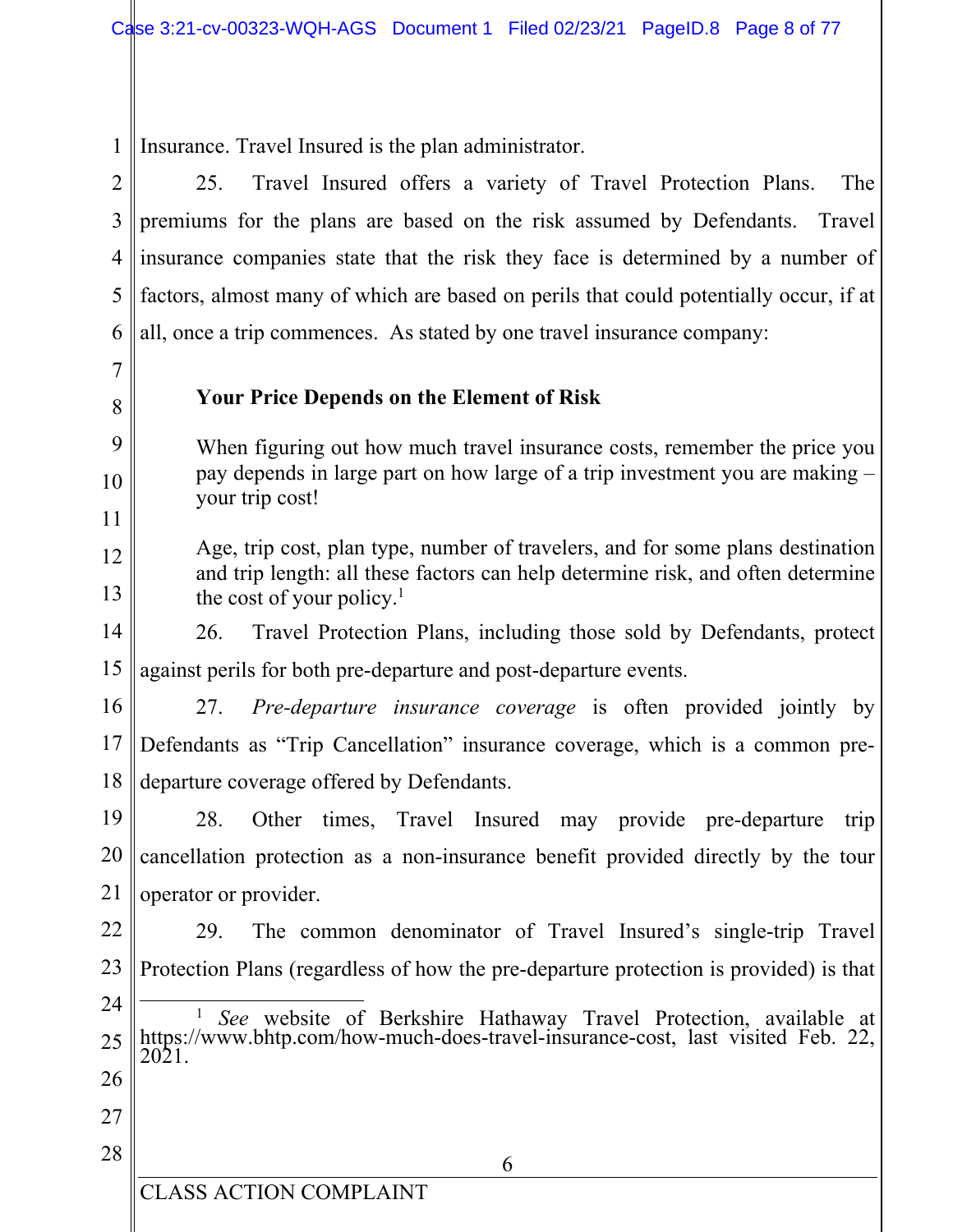Insurance. Travel Insured is the plan administrator.

25. Travel Insured offers a variety of Travel Protection Plans. The premiums for the plans are based on the risk assumed by Defendants. Travel insurance companies state that the risk they face is determined by a number of factors, almost many of which are based on perils that could potentially occur, if at all, once a trip commences. As stated by one travel insurance company:

> **Your Price Depends on the Element of Risk**
>
> When figuring out how much travel insurance costs, remember the price you pay depends in large part on how large of a trip investment you are making – your trip cost!
>
> Age, trip cost, plan type, number of travelers, and for some plans destination and trip length: all these factors can help determine risk, and often determine the cost of your policy.[1]

26. Travel Protection Plans, including those sold by Defendants, protect against perils for both pre-departure and post-departure events.

27. *Pre-departure insurance coverage* is often provided jointly by Defendants as "Trip Cancellation" insurance coverage, which is a common pre-departure coverage offered by Defendants.

28. Other times, Travel Insured may provide pre-departure trip cancellation protection as a non-insurance benefit provided directly by the tour operator or provider.

29. The common denominator of Travel Insured's single-trip Travel Protection Plans (regardless of how the pre-departure protection is provided) is that

---

[1] *See* website of Berkshire Hathaway Travel Protection, available at https://www.bhtp.com/how-much-does-travel-insurance-cost, last visited Feb. 22, 2021.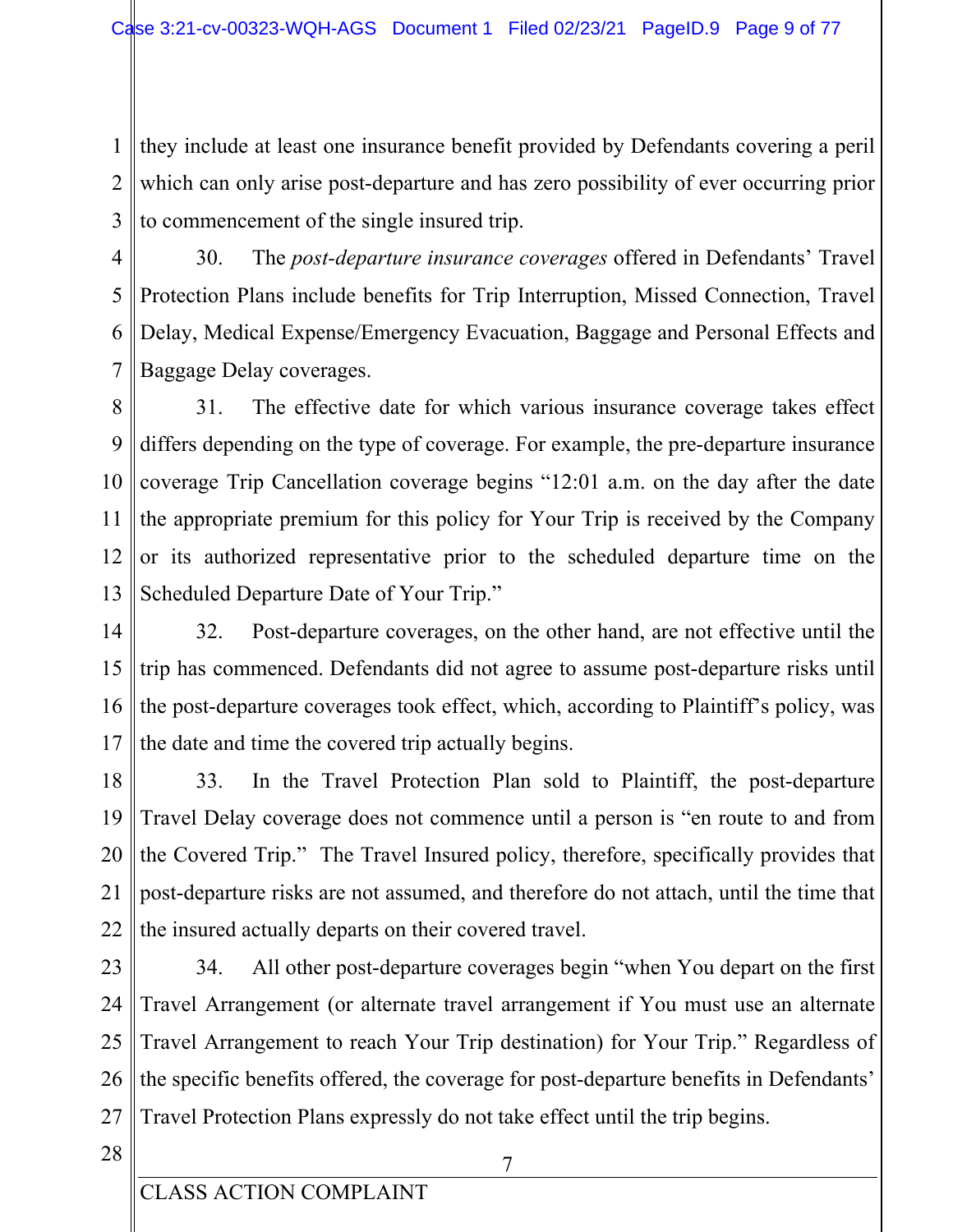they include at least one insurance benefit provided by Defendants covering a peril which can only arise post-departure and has zero possibility of ever occurring prior to commencement of the single insured trip.

30. The *post-departure insurance coverages* offered in Defendants' Travel Protection Plans include benefits for Trip Interruption, Missed Connection, Travel Delay, Medical Expense/Emergency Evacuation, Baggage and Personal Effects and Baggage Delay coverages.

31. The effective date for which various insurance coverage takes effect differs depending on the type of coverage. For example, the pre-departure insurance coverage Trip Cancellation coverage begins "12:01 a.m. on the day after the date the appropriate premium for this policy for Your Trip is received by the Company or its authorized representative prior to the scheduled departure time on the Scheduled Departure Date of Your Trip."

32. Post-departure coverages, on the other hand, are not effective until the trip has commenced. Defendants did not agree to assume post-departure risks until the post-departure coverages took effect, which, according to Plaintiff's policy, was the date and time the covered trip actually begins.

33. In the Travel Protection Plan sold to Plaintiff, the post-departure Travel Delay coverage does not commence until a person is "en route to and from the Covered Trip." The Travel Insured policy, therefore, specifically provides that post-departure risks are not assumed, and therefore do not attach, until the time that the insured actually departs on their covered travel.

34. All other post-departure coverages begin "when You depart on the first Travel Arrangement (or alternate travel arrangement if You must use an alternate Travel Arrangement to reach Your Trip destination) for Your Trip." Regardless of the specific benefits offered, the coverage for post-departure benefits in Defendants' Travel Protection Plans expressly do not take effect until the trip begins.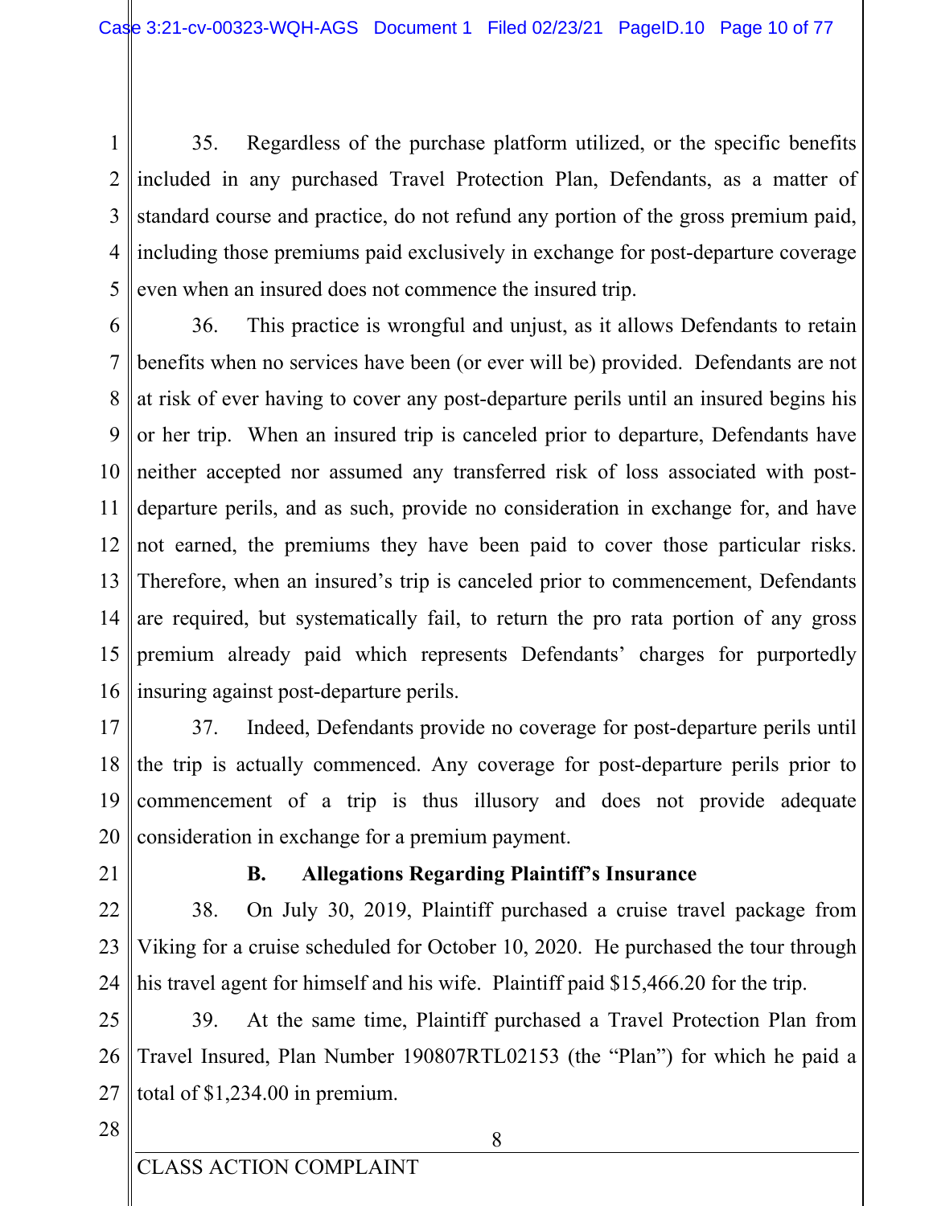35. Regardless of the purchase platform utilized, or the specific benefits included in any purchased Travel Protection Plan, Defendants, as a matter of standard course and practice, do not refund any portion of the gross premium paid, including those premiums paid exclusively in exchange for post-departure coverage even when an insured does not commence the insured trip.

36. This practice is wrongful and unjust, as it allows Defendants to retain benefits when no services have been (or ever will be) provided. Defendants are not at risk of ever having to cover any post-departure perils until an insured begins his or her trip. When an insured trip is canceled prior to departure, Defendants have neither accepted nor assumed any transferred risk of loss associated with post-departure perils, and as such, provide no consideration in exchange for, and have not earned, the premiums they have been paid to cover those particular risks. Therefore, when an insured's trip is canceled prior to commencement, Defendants are required, but systematically fail, to return the pro rata portion of any gross premium already paid which represents Defendants' charges for purportedly insuring against post-departure perils.

37. Indeed, Defendants provide no coverage for post-departure perils until the trip is actually commenced. Any coverage for post-departure perils prior to commencement of a trip is thus illusory and does not provide adequate consideration in exchange for a premium payment.

### B. Allegations Regarding Plaintiff's Insurance

38. On July 30, 2019, Plaintiff purchased a cruise travel package from Viking for a cruise scheduled for October 10, 2020. He purchased the tour through his travel agent for himself and his wife. Plaintiff paid $15,466.20 for the trip.

39. At the same time, Plaintiff purchased a Travel Protection Plan from Travel Insured, Plan Number 190807RTL02153 (the "Plan") for which he paid a total of $1,234.00 in premium.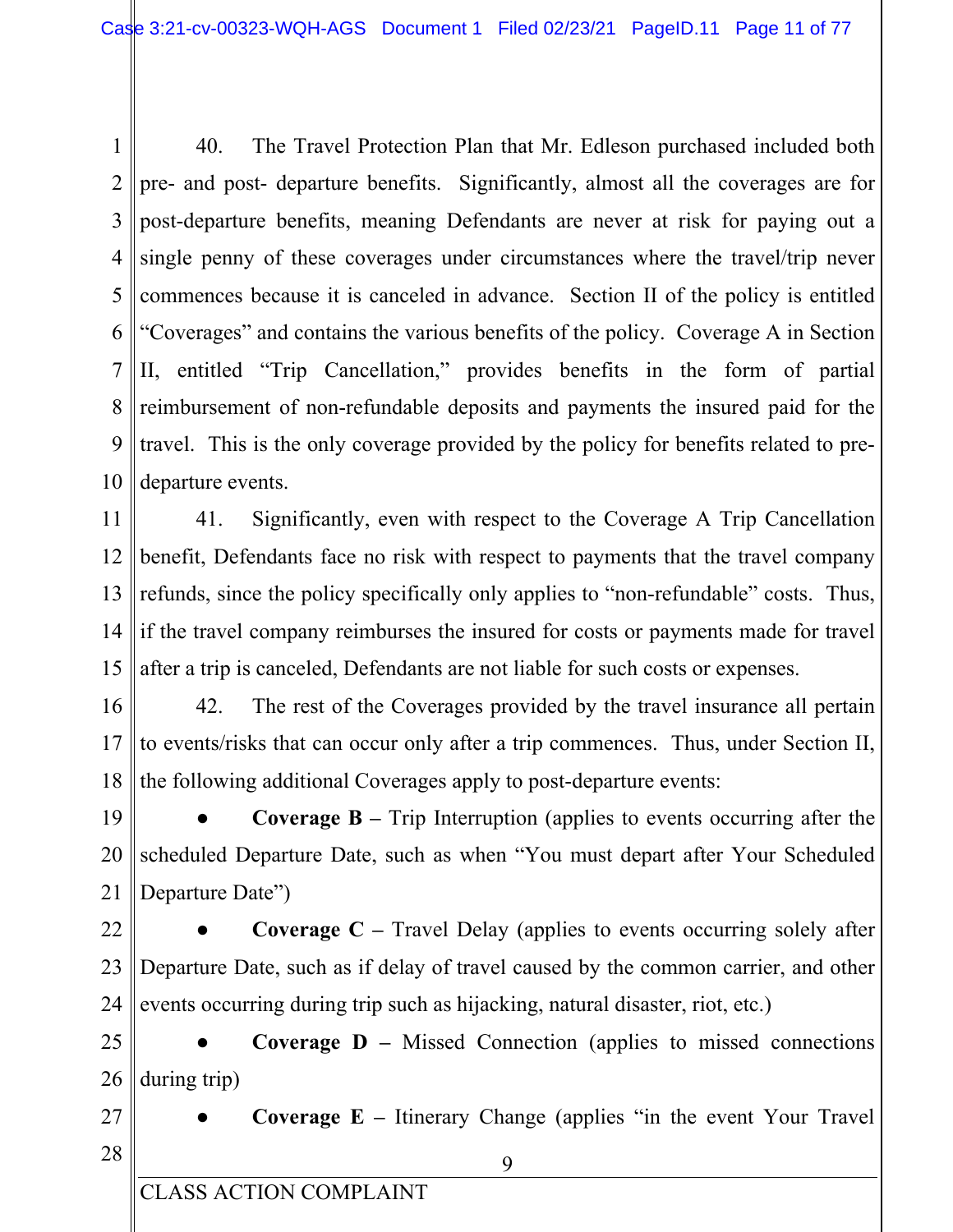40. The Travel Protection Plan that Mr. Edleson purchased included both pre- and post- departure benefits. Significantly, almost all the coverages are for post-departure benefits, meaning Defendants are never at risk for paying out a single penny of these coverages under circumstances where the travel/trip never commences because it is canceled in advance. Section II of the policy is entitled "Coverages" and contains the various benefits of the policy. Coverage A in Section II, entitled "Trip Cancellation," provides benefits in the form of partial reimbursement of non-refundable deposits and payments the insured paid for the travel. This is the only coverage provided by the policy for benefits related to pre-departure events.

41. Significantly, even with respect to the Coverage A Trip Cancellation benefit, Defendants face no risk with respect to payments that the travel company refunds, since the policy specifically only applies to "non-refundable" costs. Thus, if the travel company reimburses the insured for costs or payments made for travel after a trip is canceled, Defendants are not liable for such costs or expenses.

42. The rest of the Coverages provided by the travel insurance all pertain to events/risks that can occur only after a trip commences. Thus, under Section II, the following additional Coverages apply to post-departure events:

- **Coverage B –** Trip Interruption (applies to events occurring after the scheduled Departure Date, such as when "You must depart after Your Scheduled Departure Date")
- **Coverage C –** Travel Delay (applies to events occurring solely after Departure Date, such as if delay of travel caused by the common carrier, and other events occurring during trip such as hijacking, natural disaster, riot, etc.)
- **Coverage D –** Missed Connection (applies to missed connections during trip)
- **Coverage E –** Itinerary Change (applies "in the event Your Travel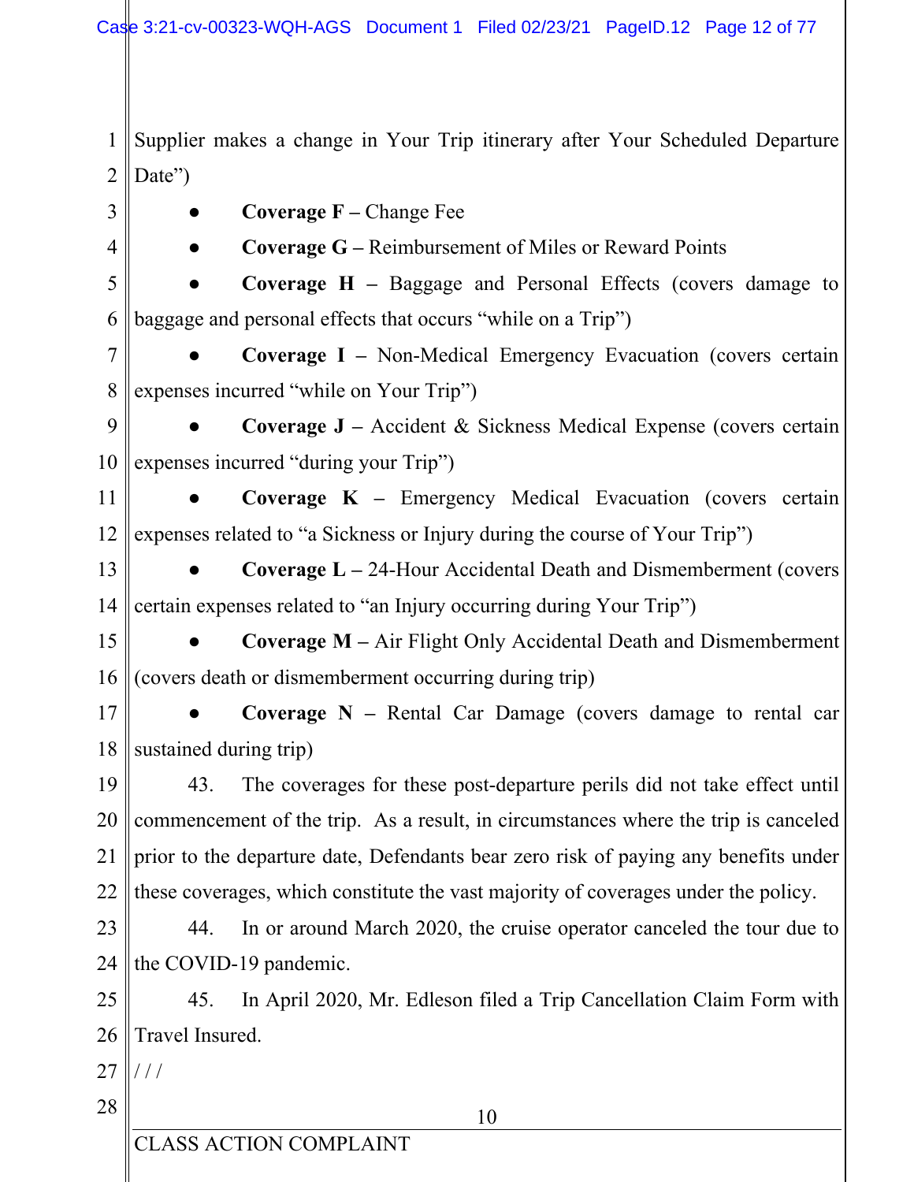Supplier makes a change in Your Trip itinerary after Your Scheduled Departure Date")

- **Coverage F –** Change Fee
- **Coverage G –** Reimbursement of Miles or Reward Points
- **Coverage H –** Baggage and Personal Effects (covers damage to baggage and personal effects that occurs "while on a Trip")
- **Coverage I –** Non-Medical Emergency Evacuation (covers certain expenses incurred "while on Your Trip")
- **Coverage J –** Accident & Sickness Medical Expense (covers certain expenses incurred "during your Trip")
- **Coverage K –** Emergency Medical Evacuation (covers certain expenses related to "a Sickness or Injury during the course of Your Trip")
- **Coverage L –** 24-Hour Accidental Death and Dismemberment (covers certain expenses related to "an Injury occurring during Your Trip")
- **Coverage M –** Air Flight Only Accidental Death and Dismemberment (covers death or dismemberment occurring during trip)
- **Coverage N –** Rental Car Damage (covers damage to rental car sustained during trip)

43. The coverages for these post-departure perils did not take effect until commencement of the trip. As a result, in circumstances where the trip is canceled prior to the departure date, Defendants bear zero risk of paying any benefits under these coverages, which constitute the vast majority of coverages under the policy.

44. In or around March 2020, the cruise operator canceled the tour due to the COVID-19 pandemic.

45. In April 2020, Mr. Edleson filed a Trip Cancellation Claim Form with Travel Insured.

/ / /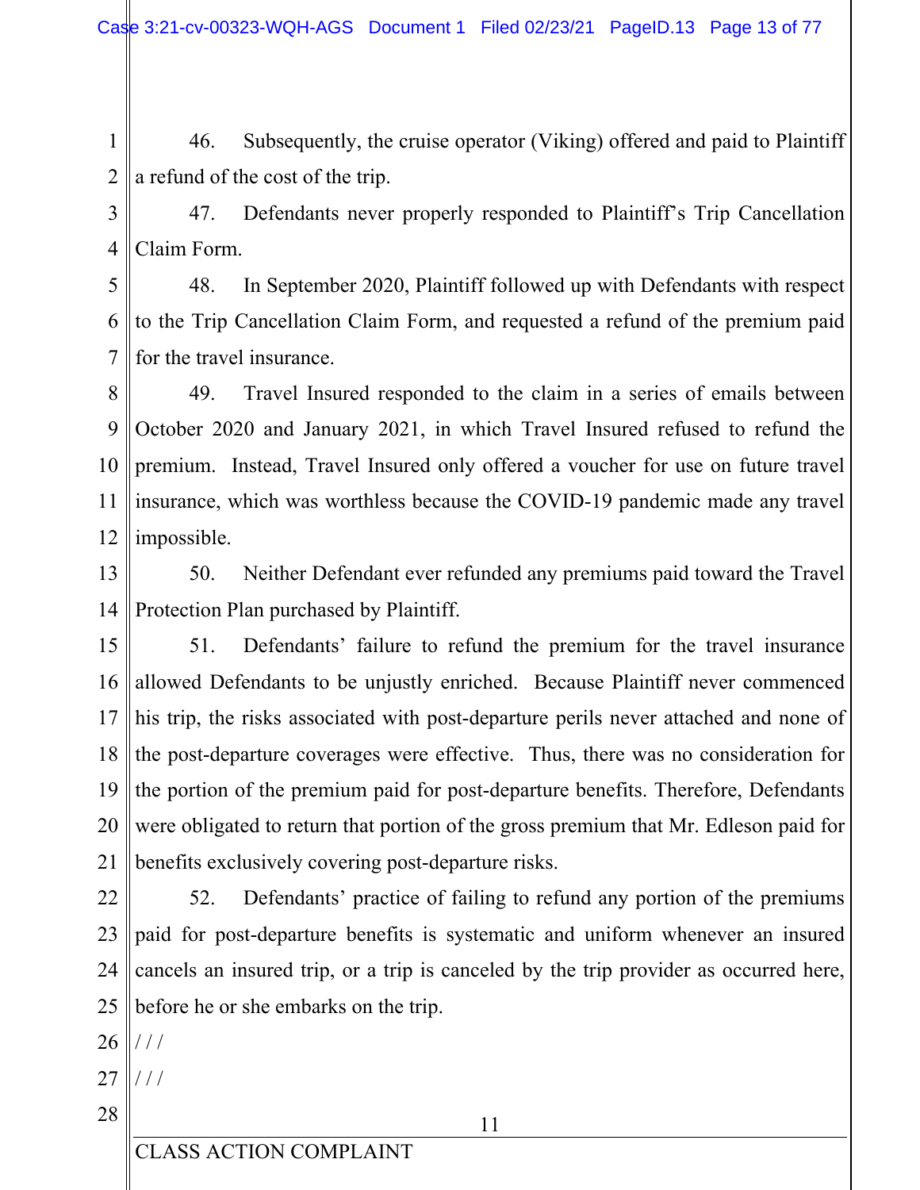46. Subsequently, the cruise operator (Viking) offered and paid to Plaintiff a refund of the cost of the trip.

47. Defendants never properly responded to Plaintiff's Trip Cancellation Claim Form.

48. In September 2020, Plaintiff followed up with Defendants with respect to the Trip Cancellation Claim Form, and requested a refund of the premium paid for the travel insurance.

49. Travel Insured responded to the claim in a series of emails between October 2020 and January 2021, in which Travel Insured refused to refund the premium. Instead, Travel Insured only offered a voucher for use on future travel insurance, which was worthless because the COVID-19 pandemic made any travel impossible.

50. Neither Defendant ever refunded any premiums paid toward the Travel Protection Plan purchased by Plaintiff.

51. Defendants' failure to refund the premium for the travel insurance allowed Defendants to be unjustly enriched. Because Plaintiff never commenced his trip, the risks associated with post-departure perils never attached and none of the post-departure coverages were effective. Thus, there was no consideration for the portion of the premium paid for post-departure benefits. Therefore, Defendants were obligated to return that portion of the gross premium that Mr. Edleson paid for benefits exclusively covering post-departure risks.

52. Defendants' practice of failing to refund any portion of the premiums paid for post-departure benefits is systematic and uniform whenever an insured cancels an insured trip, or a trip is canceled by the trip provider as occurred here, before he or she embarks on the trip.

/ / /

/ / /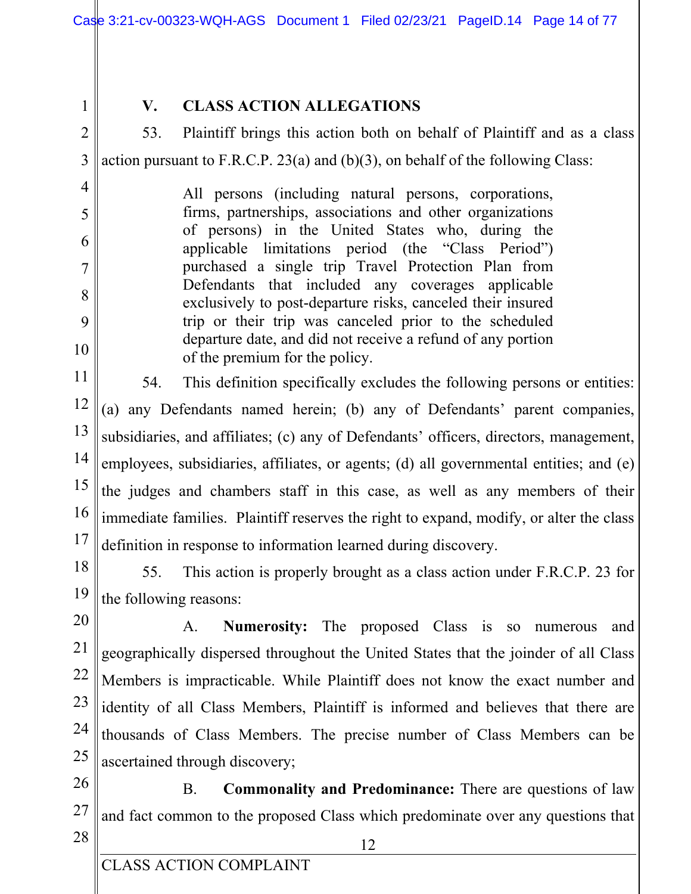## V. CLASS ACTION ALLEGATIONS

53. Plaintiff brings this action both on behalf of Plaintiff and as a class action pursuant to F.R.C.P. 23(a) and (b)(3), on behalf of the following Class:

> All persons (including natural persons, corporations, firms, partnerships, associations and other organizations of persons) in the United States who, during the applicable limitations period (the "Class Period") purchased a single trip Travel Protection Plan from Defendants that included any coverages applicable exclusively to post-departure risks, canceled their insured trip or their trip was canceled prior to the scheduled departure date, and did not receive a refund of any portion of the premium for the policy.

54. This definition specifically excludes the following persons or entities: (a) any Defendants named herein; (b) any of Defendants' parent companies, subsidiaries, and affiliates; (c) any of Defendants' officers, directors, management, employees, subsidiaries, affiliates, or agents; (d) all governmental entities; and (e) the judges and chambers staff in this case, as well as any members of their immediate families. Plaintiff reserves the right to expand, modify, or alter the class definition in response to information learned during discovery.

55. This action is properly brought as a class action under F.R.C.P. 23 for the following reasons:

A. **Numerosity:** The proposed Class is so numerous and geographically dispersed throughout the United States that the joinder of all Class Members is impracticable. While Plaintiff does not know the exact number and identity of all Class Members, Plaintiff is informed and believes that there are thousands of Class Members. The precise number of Class Members can be ascertained through discovery;

B. **Commonality and Predominance:** There are questions of law and fact common to the proposed Class which predominate over any questions that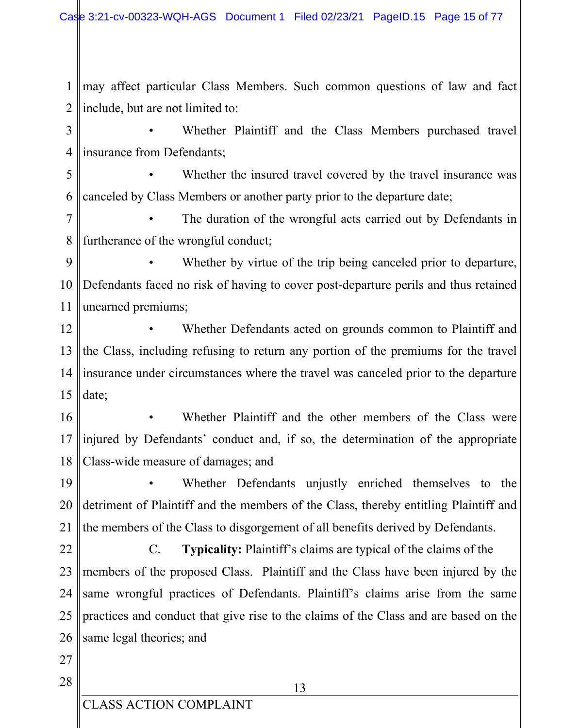may affect particular Class Members. Such common questions of law and fact include, but are not limited to:

- Whether Plaintiff and the Class Members purchased travel insurance from Defendants;
- Whether the insured travel covered by the travel insurance was canceled by Class Members or another party prior to the departure date;
- The duration of the wrongful acts carried out by Defendants in furtherance of the wrongful conduct;
- Whether by virtue of the trip being canceled prior to departure, Defendants faced no risk of having to cover post-departure perils and thus retained unearned premiums;
- Whether Defendants acted on grounds common to Plaintiff and the Class, including refusing to return any portion of the premiums for the travel insurance under circumstances where the travel was canceled prior to the departure date;
- Whether Plaintiff and the other members of the Class were injured by Defendants' conduct and, if so, the determination of the appropriate Class-wide measure of damages; and
- Whether Defendants unjustly enriched themselves to the detriment of Plaintiff and the members of the Class, thereby entitling Plaintiff and the members of the Class to disgorgement of all benefits derived by Defendants.

C. **Typicality:** Plaintiff's claims are typical of the claims of the members of the proposed Class. Plaintiff and the Class have been injured by the same wrongful practices of Defendants. Plaintiff's claims arise from the same practices and conduct that give rise to the claims of the Class and are based on the same legal theories; and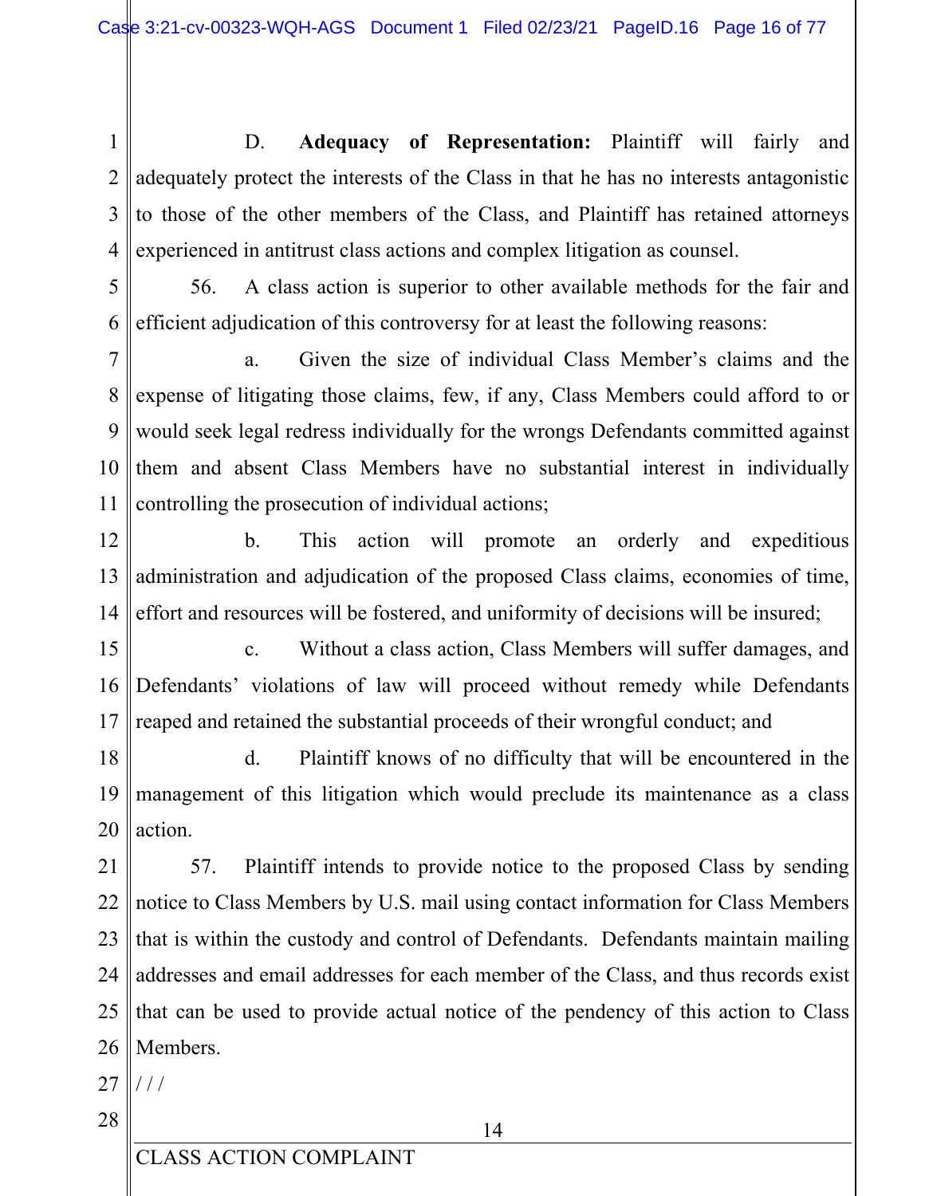D. **Adequacy of Representation:** Plaintiff will fairly and adequately protect the interests of the Class in that he has no interests antagonistic to those of the other members of the Class, and Plaintiff has retained attorneys experienced in antitrust class actions and complex litigation as counsel.

56. A class action is superior to other available methods for the fair and efficient adjudication of this controversy for at least the following reasons:

a. Given the size of individual Class Member's claims and the expense of litigating those claims, few, if any, Class Members could afford to or would seek legal redress individually for the wrongs Defendants committed against them and absent Class Members have no substantial interest in individually controlling the prosecution of individual actions;

b. This action will promote an orderly and expeditious administration and adjudication of the proposed Class claims, economies of time, effort and resources will be fostered, and uniformity of decisions will be insured;

c. Without a class action, Class Members will suffer damages, and Defendants' violations of law will proceed without remedy while Defendants reaped and retained the substantial proceeds of their wrongful conduct; and

d. Plaintiff knows of no difficulty that will be encountered in the management of this litigation which would preclude its maintenance as a class action.

57. Plaintiff intends to provide notice to the proposed Class by sending notice to Class Members by U.S. mail using contact information for Class Members that is within the custody and control of Defendants. Defendants maintain mailing addresses and email addresses for each member of the Class, and thus records exist that can be used to provide actual notice of the pendency of this action to Class Members.

/ / /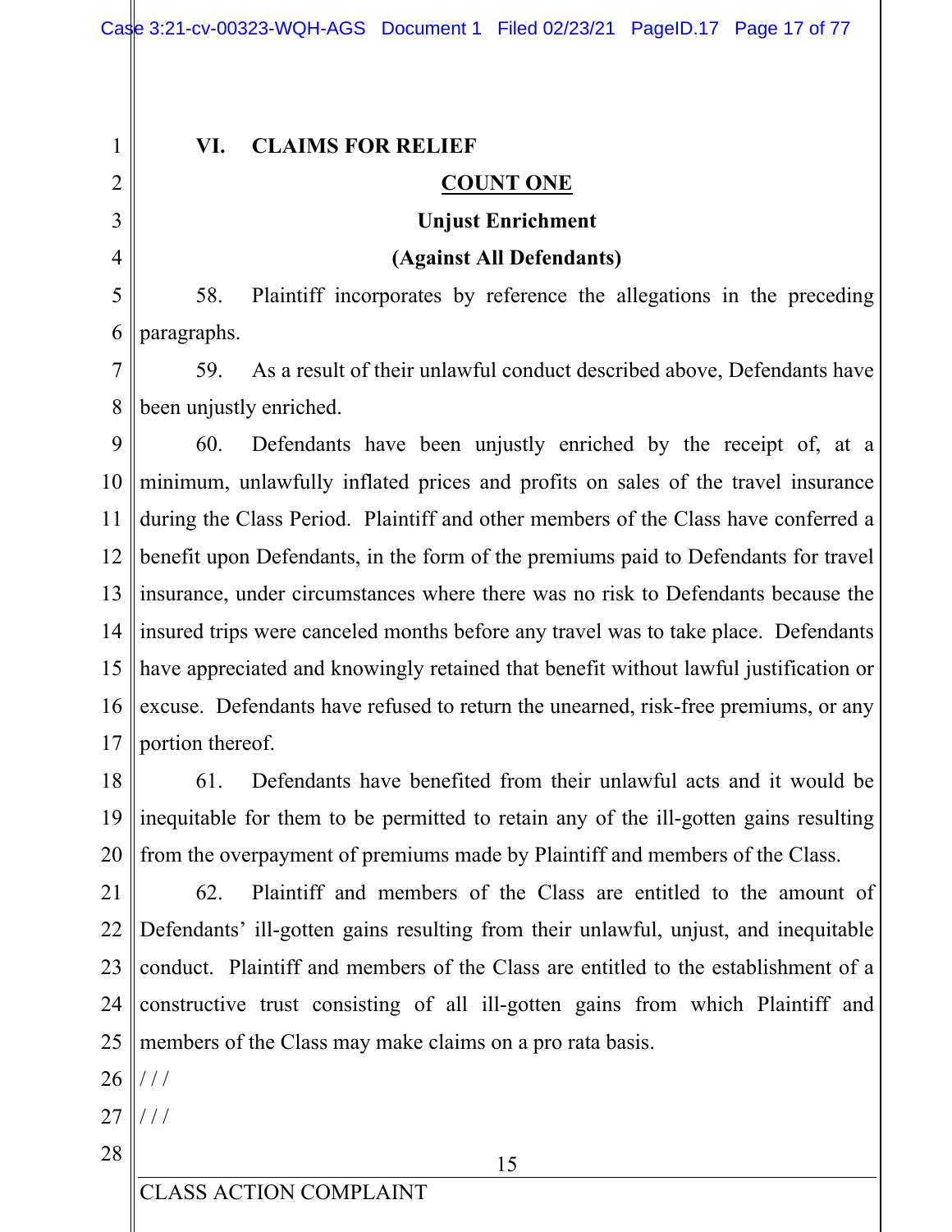## VI. CLAIMS FOR RELIEF

### COUNT ONE

### Unjust Enrichment

### (Against All Defendants)

58. Plaintiff incorporates by reference the allegations in the preceding paragraphs.

59. As a result of their unlawful conduct described above, Defendants have been unjustly enriched.

60. Defendants have been unjustly enriched by the receipt of, at a minimum, unlawfully inflated prices and profits on sales of the travel insurance during the Class Period. Plaintiff and other members of the Class have conferred a benefit upon Defendants, in the form of the premiums paid to Defendants for travel insurance, under circumstances where there was no risk to Defendants because the insured trips were canceled months before any travel was to take place. Defendants have appreciated and knowingly retained that benefit without lawful justification or excuse. Defendants have refused to return the unearned, risk-free premiums, or any portion thereof.

61. Defendants have benefited from their unlawful acts and it would be inequitable for them to be permitted to retain any of the ill-gotten gains resulting from the overpayment of premiums made by Plaintiff and members of the Class.

62. Plaintiff and members of the Class are entitled to the amount of Defendants' ill-gotten gains resulting from their unlawful, unjust, and inequitable conduct. Plaintiff and members of the Class are entitled to the establishment of a constructive trust consisting of all ill-gotten gains from which Plaintiff and members of the Class may make claims on a pro rata basis.

/ / /

/ / /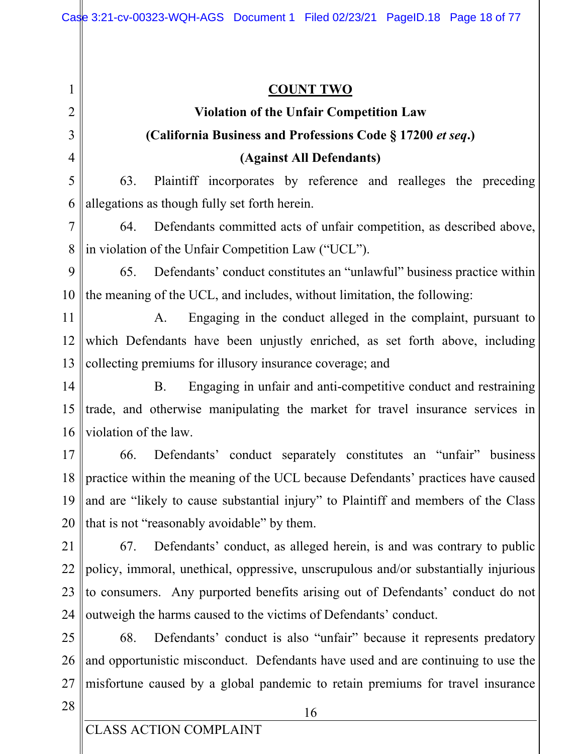## COUNT TWO

### Violation of the Unfair Competition Law

### (California Business and Professions Code § 17200 *et seq.*)

### (Against All Defendants)

63. Plaintiff incorporates by reference and realleges the preceding allegations as though fully set forth herein.

64. Defendants committed acts of unfair competition, as described above, in violation of the Unfair Competition Law ("UCL").

65. Defendants' conduct constitutes an "unlawful" business practice within the meaning of the UCL, and includes, without limitation, the following:

A. Engaging in the conduct alleged in the complaint, pursuant to which Defendants have been unjustly enriched, as set forth above, including collecting premiums for illusory insurance coverage; and

B. Engaging in unfair and anti-competitive conduct and restraining trade, and otherwise manipulating the market for travel insurance services in violation of the law.

66. Defendants' conduct separately constitutes an "unfair" business practice within the meaning of the UCL because Defendants' practices have caused and are "likely to cause substantial injury" to Plaintiff and members of the Class that is not "reasonably avoidable" by them.

67. Defendants' conduct, as alleged herein, is and was contrary to public policy, immoral, unethical, oppressive, unscrupulous and/or substantially injurious to consumers. Any purported benefits arising out of Defendants' conduct do not outweigh the harms caused to the victims of Defendants' conduct.

68. Defendants' conduct is also "unfair" because it represents predatory and opportunistic misconduct. Defendants have used and are continuing to use the misfortune caused by a global pandemic to retain premiums for travel insurance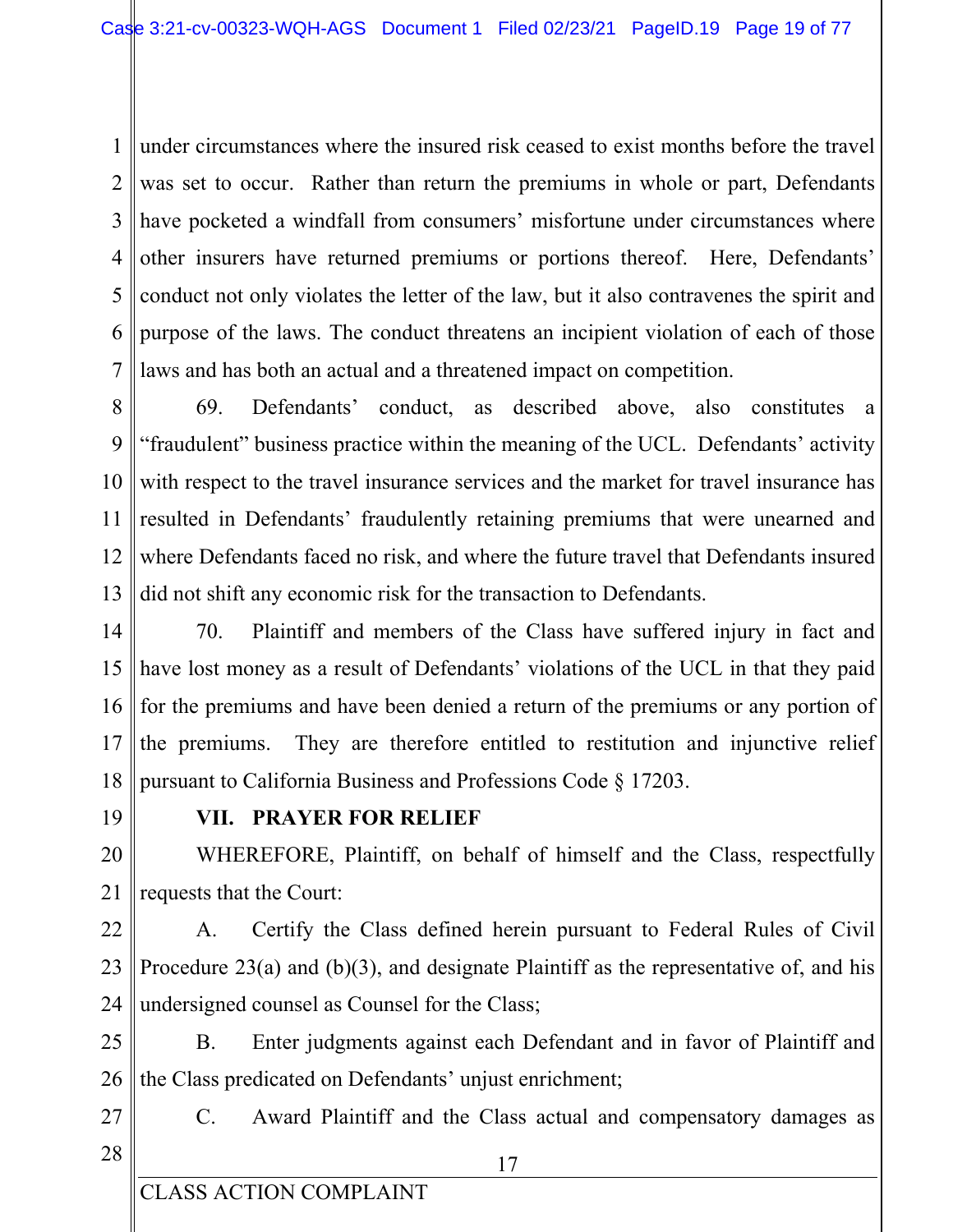under circumstances where the insured risk ceased to exist months before the travel was set to occur. Rather than return the premiums in whole or part, Defendants have pocketed a windfall from consumers' misfortune under circumstances where other insurers have returned premiums or portions thereof. Here, Defendants' conduct not only violates the letter of the law, but it also contravenes the spirit and purpose of the laws. The conduct threatens an incipient violation of each of those laws and has both an actual and a threatened impact on competition.

69. Defendants' conduct, as described above, also constitutes a "fraudulent" business practice within the meaning of the UCL. Defendants' activity with respect to the travel insurance services and the market for travel insurance has resulted in Defendants' fraudulently retaining premiums that were unearned and where Defendants faced no risk, and where the future travel that Defendants insured did not shift any economic risk for the transaction to Defendants.

70. Plaintiff and members of the Class have suffered injury in fact and have lost money as a result of Defendants' violations of the UCL in that they paid for the premiums and have been denied a return of the premiums or any portion of the premiums. They are therefore entitled to restitution and injunctive relief pursuant to California Business and Professions Code § 17203.

## VII. PRAYER FOR RELIEF

WHEREFORE, Plaintiff, on behalf of himself and the Class, respectfully requests that the Court:

A. Certify the Class defined herein pursuant to Federal Rules of Civil Procedure 23(a) and (b)(3), and designate Plaintiff as the representative of, and his undersigned counsel as Counsel for the Class;

B. Enter judgments against each Defendant and in favor of Plaintiff and the Class predicated on Defendants' unjust enrichment;

C. Award Plaintiff and the Class actual and compensatory damages as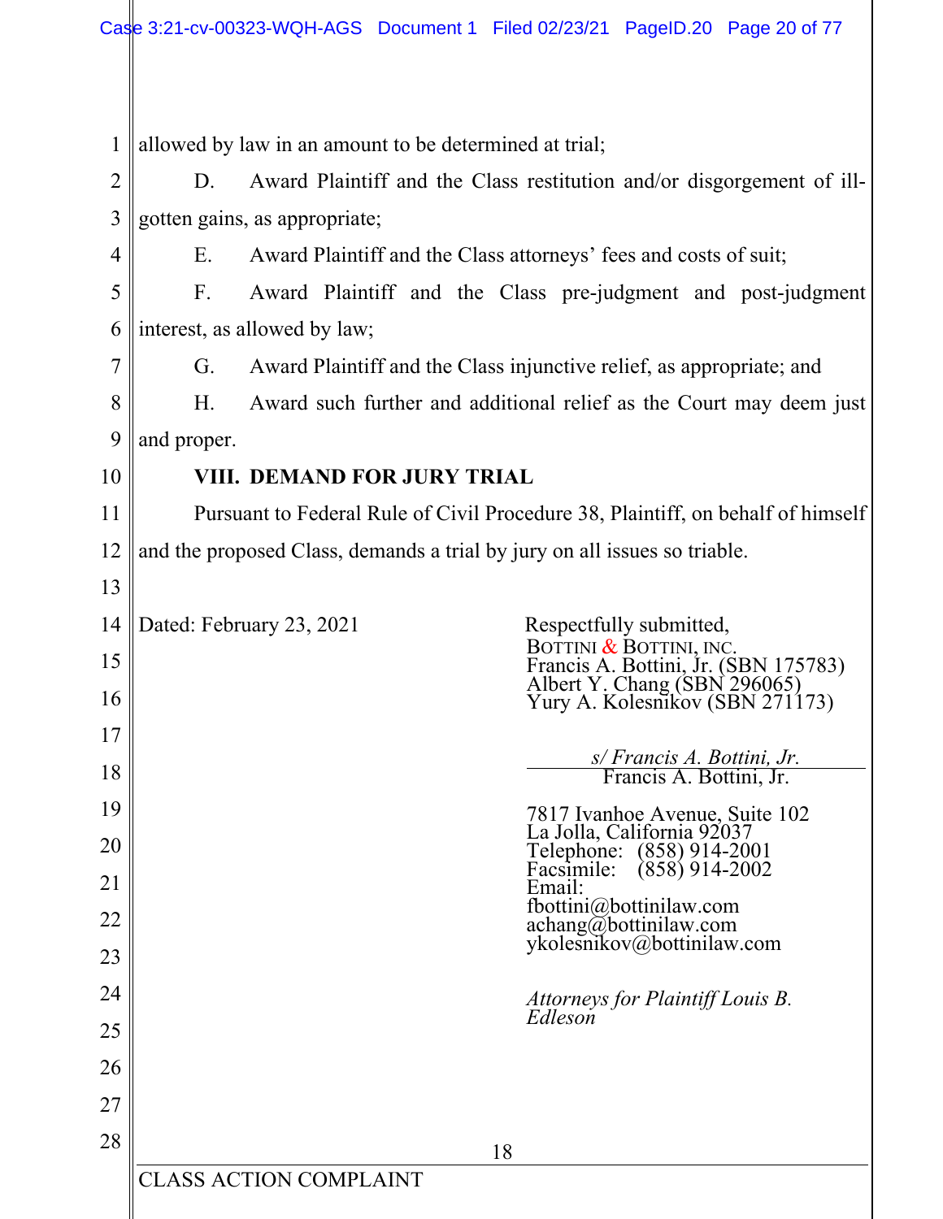allowed by law in an amount to be determined at trial;

D. Award Plaintiff and the Class restitution and/or disgorgement of ill-gotten gains, as appropriate;

E. Award Plaintiff and the Class attorneys' fees and costs of suit;

F. Award Plaintiff and the Class pre-judgment and post-judgment interest, as allowed by law;

G. Award Plaintiff and the Class injunctive relief, as appropriate; and

H. Award such further and additional relief as the Court may deem just and proper.

## VIII. DEMAND FOR JURY TRIAL

Pursuant to Federal Rule of Civil Procedure 38, Plaintiff, on behalf of himself and the proposed Class, demands a trial by jury on all issues so triable.

Dated: February 23, 2021

Respectfully submitted,
BOTTINI & BOTTINI, INC.
Francis A. Bottini, Jr. (SBN 175783)
Albert Y. Chang (SBN 296065)
Yury A. Kolesnikov (SBN 271173)

*s/ Francis A. Bottini, Jr.*
Francis A. Bottini, Jr.

7817 Ivanhoe Avenue, Suite 102
La Jolla, California 92037
Telephone: (858) 914-2001
Facsimile: (858) 914-2002
Email:
fbottini@bottinilaw.com
achang@bottinilaw.com
ykolesnikov@bottinilaw.com

*Attorneys for Plaintiff Louis B. Edleson*

CLASS ACTION COMPLAINT